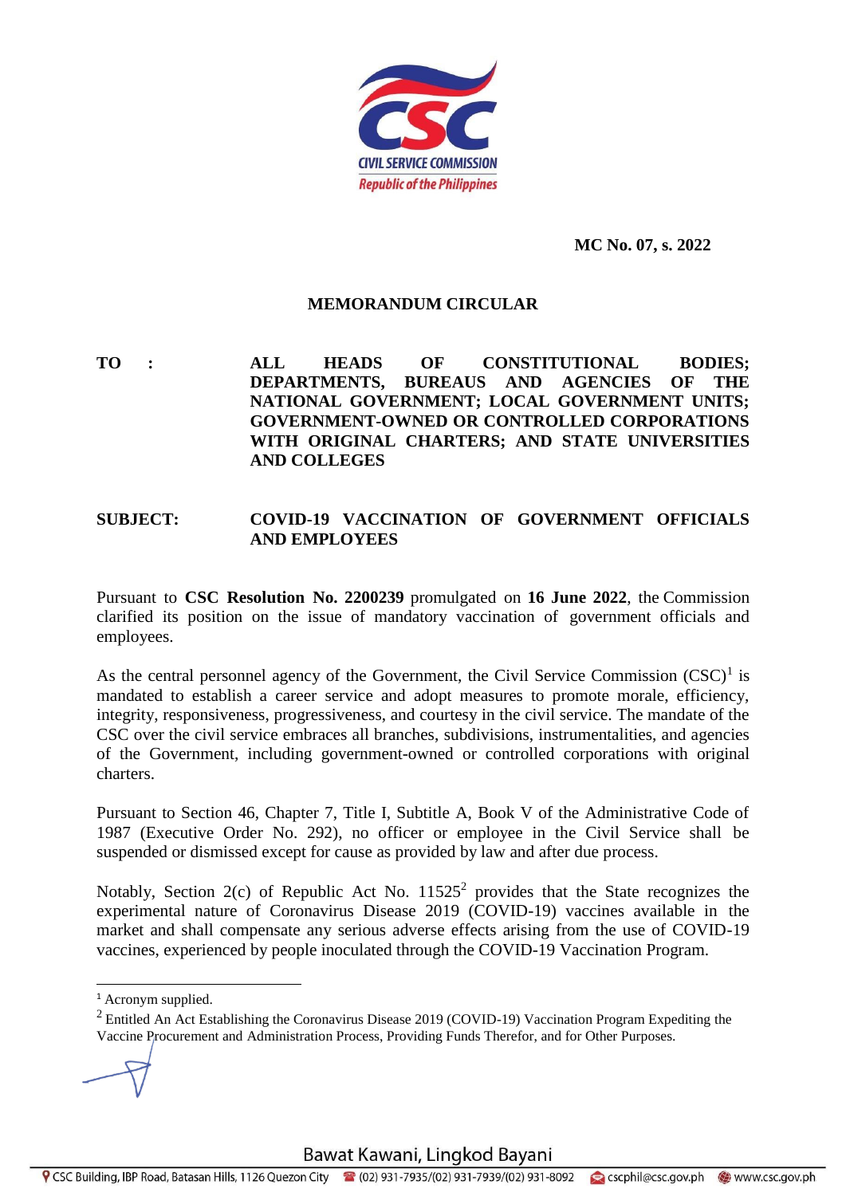**MC No. 07, s. 2022**

**MEMORANDUM CIRCULAR**

**TO :** **ALL HEADS OF CONSTITUTIONAL BODIES; DEPARTMENTS, BUREAUS AND AGENCIES OF THE NATIONAL GOVERNMENT; LOCAL GOVERNMENT UNITS; GOVERNMENT-OWNED OR CONTROLLED CORPORATIONS WITH ORIGINAL CHARTERS; AND STATE UNIVERSITIES AND COLLEGES**

**SUBJECT:** **COVID-19 VACCINATION OF GOVERNMENT OFFICIALS AND EMPLOYEES**

Pursuant to **CSC Resolution No. 2200239** promulgated on **16 June 2022**, the Commission clarified its position on the issue of mandatory vaccination of government officials and employees.

As the central personnel agency of the Government, the Civil Service Commission (CSC)[1] is mandated to establish a career service and adopt measures to promote morale, efficiency, integrity, responsiveness, progressiveness, and courtesy in the civil service. The mandate of the CSC over the civil service embraces all branches, subdivisions, instrumentalities, and agencies of the Government, including government-owned or controlled corporations with original charters.

Pursuant to Section 46, Chapter 7, Title I, Subtitle A, Book V of the Administrative Code of 1987 (Executive Order No. 292), no officer or employee in the Civil Service shall be suspended or dismissed except for cause as provided by law and after due process.

Notably, Section 2(c) of Republic Act No. 11525[2] provides that the State recognizes the experimental nature of Coronavirus Disease 2019 (COVID-19) vaccines available in the market and shall compensate any serious adverse effects arising from the use of COVID-19 vaccines, experienced by people inoculated through the COVID-19 Vaccination Program.

---

[1] Acronym supplied.

[2] Entitled An Act Establishing the Coronavirus Disease 2019 (COVID-19) Vaccination Program Expediting the Vaccine Procurement and Administration Process, Providing Funds Therefor, and for Other Purposes.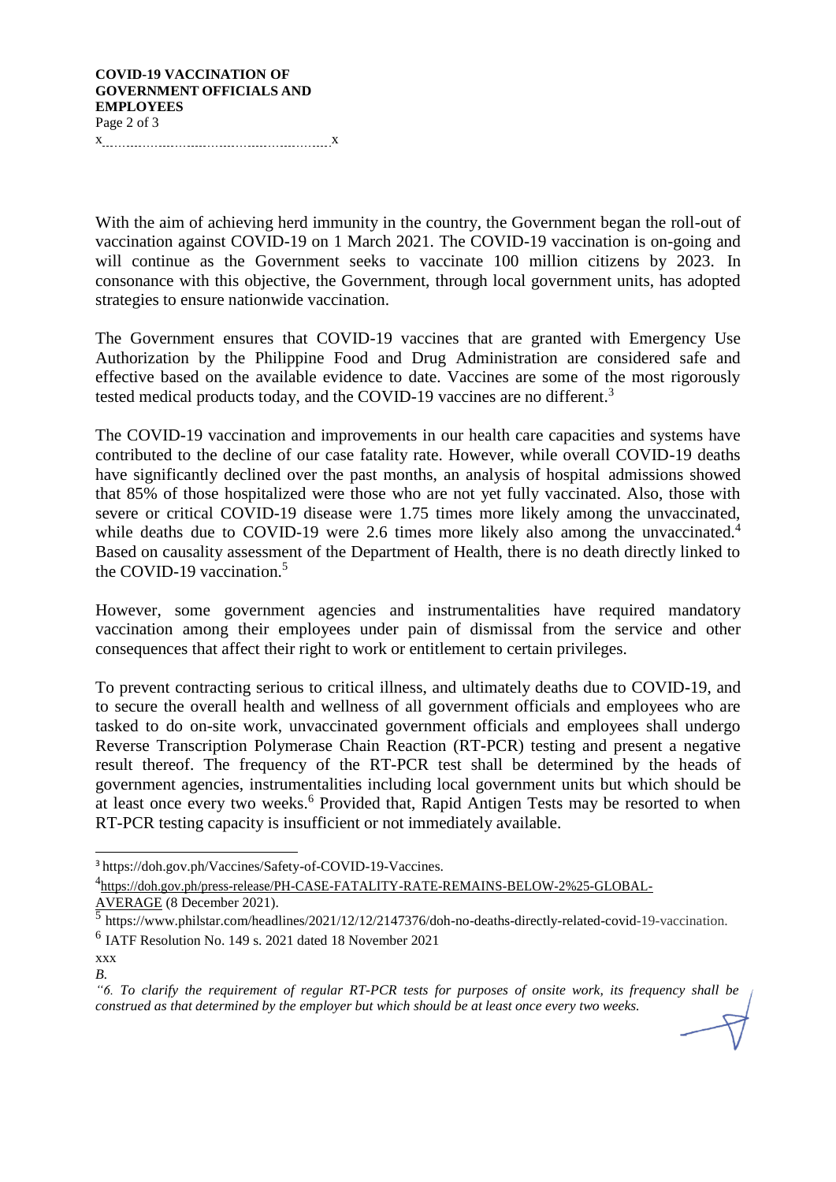With the aim of achieving herd immunity in the country, the Government began the roll-out of vaccination against COVID-19 on 1 March 2021. The COVID-19 vaccination is on-going and will continue as the Government seeks to vaccinate 100 million citizens by 2023. In consonance with this objective, the Government, through local government units, has adopted strategies to ensure nationwide vaccination.

The Government ensures that COVID-19 vaccines that are granted with Emergency Use Authorization by the Philippine Food and Drug Administration are considered safe and effective based on the available evidence to date. Vaccines are some of the most rigorously tested medical products today, and the COVID-19 vaccines are no different.[3]

The COVID-19 vaccination and improvements in our health care capacities and systems have contributed to the decline of our case fatality rate. However, while overall COVID-19 deaths have significantly declined over the past months, an analysis of hospital admissions showed that 85% of those hospitalized were those who are not yet fully vaccinated. Also, those with severe or critical COVID-19 disease were 1.75 times more likely among the unvaccinated, while deaths due to COVID-19 were 2.6 times more likely also among the unvaccinated.[4] Based on causality assessment of the Department of Health, there is no death directly linked to the COVID-19 vaccination.[5]

However, some government agencies and instrumentalities have required mandatory vaccination among their employees under pain of dismissal from the service and other consequences that affect their right to work or entitlement to certain privileges.

To prevent contracting serious to critical illness, and ultimately deaths due to COVID-19, and to secure the overall health and wellness of all government officials and employees who are tasked to do on-site work, unvaccinated government officials and employees shall undergo Reverse Transcription Polymerase Chain Reaction (RT-PCR) testing and present a negative result thereof. The frequency of the RT-PCR test shall be determined by the heads of government agencies, instrumentalities including local government units but which should be at least once every two weeks.[6] Provided that, Rapid Antigen Tests may be resorted to when RT-PCR testing capacity is insufficient or not immediately available.

---

[3] https://doh.gov.ph/Vaccines/Safety-of-COVID-19-Vaccines.

[4] https://doh.gov.ph/press-release/PH-CASE-FATALITY-RATE-REMAINS-BELOW-2%25-GLOBAL-AVERAGE (8 December 2021).

[5] https://www.philstar.com/headlines/2021/12/12/2147376/doh-no-deaths-directly-related-covid-19-vaccination.

[6] IATF Resolution No. 149 s. 2021 dated 18 November 2021

xxx

*B.*

*"6. To clarify the requirement of regular RT-PCR tests for purposes of onsite work, its frequency shall be construed as that determined by the employer but which should be at least once every two weeks.*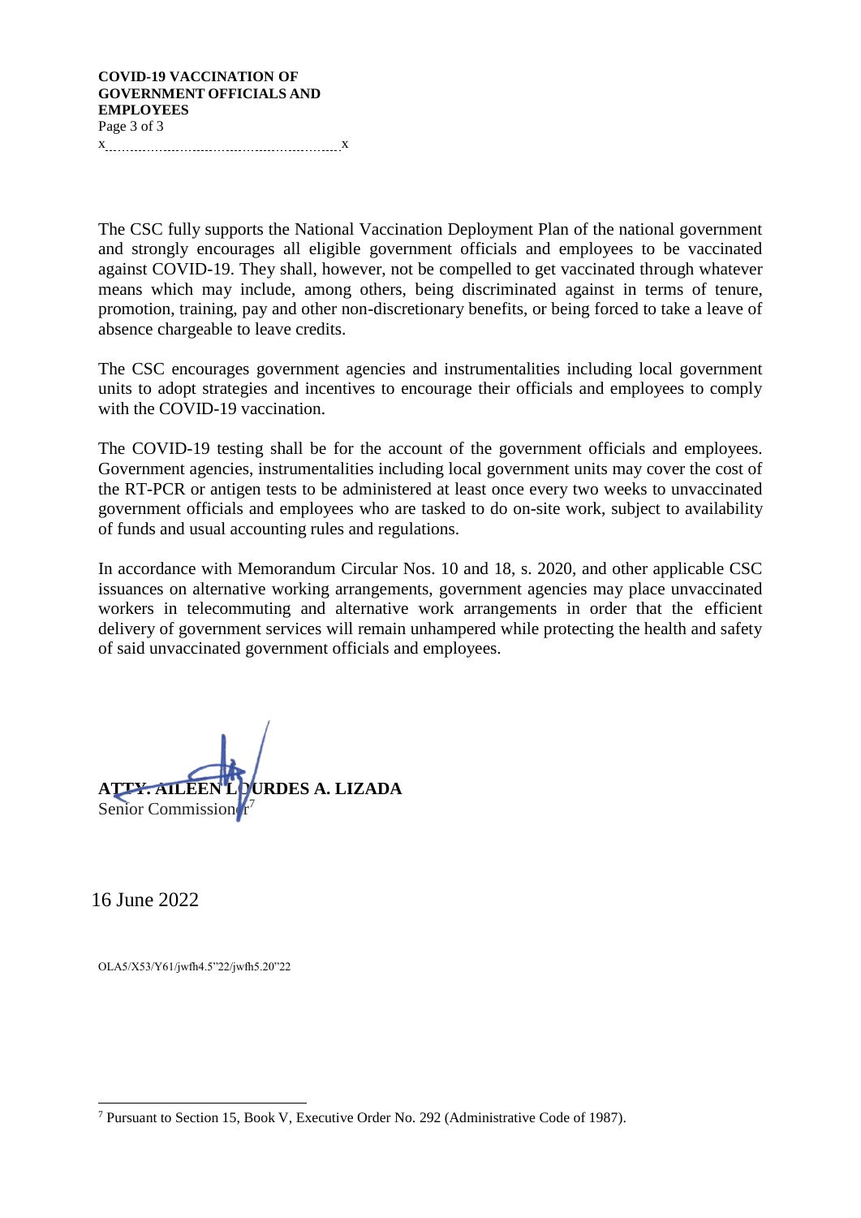The CSC fully supports the National Vaccination Deployment Plan of the national government and strongly encourages all eligible government officials and employees to be vaccinated against COVID-19. They shall, however, not be compelled to get vaccinated through whatever means which may include, among others, being discriminated against in terms of tenure, promotion, training, pay and other non-discretionary benefits, or being forced to take a leave of absence chargeable to leave credits.

The CSC encourages government agencies and instrumentalities including local government units to adopt strategies and incentives to encourage their officials and employees to comply with the COVID-19 vaccination.

The COVID-19 testing shall be for the account of the government officials and employees. Government agencies, instrumentalities including local government units may cover the cost of the RT-PCR or antigen tests to be administered at least once every two weeks to unvaccinated government officials and employees who are tasked to do on-site work, subject to availability of funds and usual accounting rules and regulations.

In accordance with Memorandum Circular Nos. 10 and 18, s. 2020, and other applicable CSC issuances on alternative working arrangements, government agencies may place unvaccinated workers in telecommuting and alternative work arrangements in order that the efficient delivery of government services will remain unhampered while protecting the health and safety of said unvaccinated government officials and employees.

**ATTY. AILEEN LOURDES A. LIZADA**
Senior Commissioner[7]

16 June 2022

OLA5/X53/Y61/jwfh4.5"22/jwfh5.20"22

---

[7] Pursuant to Section 15, Book V, Executive Order No. 292 (Administrative Code of 1987).